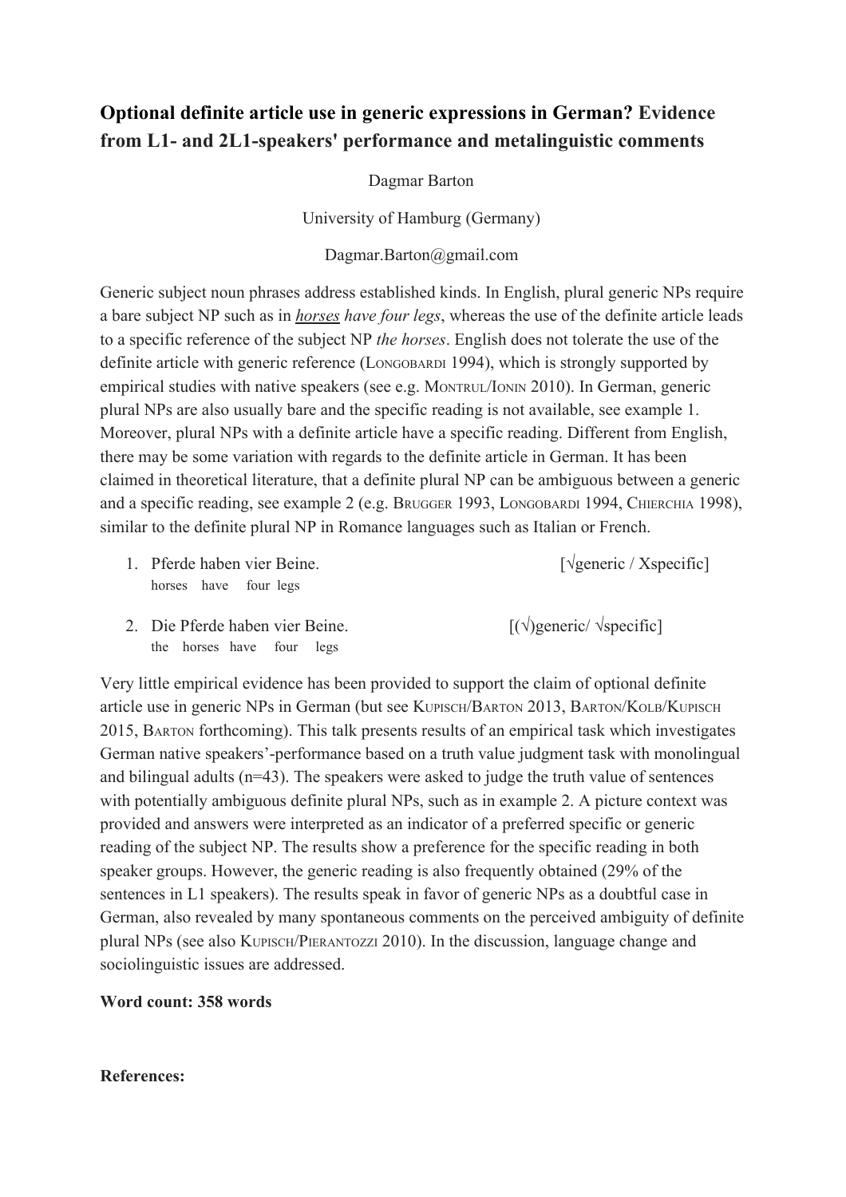**Optional definite article use in generic expressions in German? Evidence from L1- and 2L1-speakers' performance and metalinguistic comments**

Dagmar Barton

University of Hamburg (Germany)

Dagmar.Barton@gmail.com

Generic subject noun phrases address established kinds. In English, plural generic NPs require a bare subject NP such as in *horses have four legs*, whereas the use of the definite article leads to a specific reference of the subject NP *the horses*. English does not tolerate the use of the definite article with generic reference (LONGOBARDI 1994), which is strongly supported by empirical studies with native speakers (see e.g. MONTRUL/IONIN 2010). In German, generic plural NPs are also usually bare and the specific reading is not available, see example 1. Moreover, plural NPs with a definite article have a specific reading. Different from English, there may be some variation with regards to the definite article in German. It has been claimed in theoretical literature, that a definite plural NP can be ambiguous between a generic and a specific reading, see example 2 (e.g. BRUGGER 1993, LONGOBARDI 1994, CHIERCHIA 1998), similar to the definite plural NP in Romance languages such as Italian or French.

1. Pferde haben vier Beine. [√generic / Xspecific]
   horses have four legs

2. Die Pferde haben vier Beine. [(√)generic/ √specific]
   the horses have four legs

Very little empirical evidence has been provided to support the claim of optional definite article use in generic NPs in German (but see KUPISCH/BARTON 2013, BARTON/KOLB/KUPISCH 2015, BARTON forthcoming). This talk presents results of an empirical task which investigates German native speakers'-performance based on a truth value judgment task with monolingual and bilingual adults (n=43). The speakers were asked to judge the truth value of sentences with potentially ambiguous definite plural NPs, such as in example 2. A picture context was provided and answers were interpreted as an indicator of a preferred specific or generic reading of the subject NP. The results show a preference for the specific reading in both speaker groups. However, the generic reading is also frequently obtained (29% of the sentences in L1 speakers). The results speak in favor of generic NPs as a doubtful case in German, also revealed by many spontaneous comments on the perceived ambiguity of definite plural NPs (see also KUPISCH/PIERANTOZZI 2010). In the discussion, language change and sociolinguistic issues are addressed.

**Word count: 358 words**

**References:**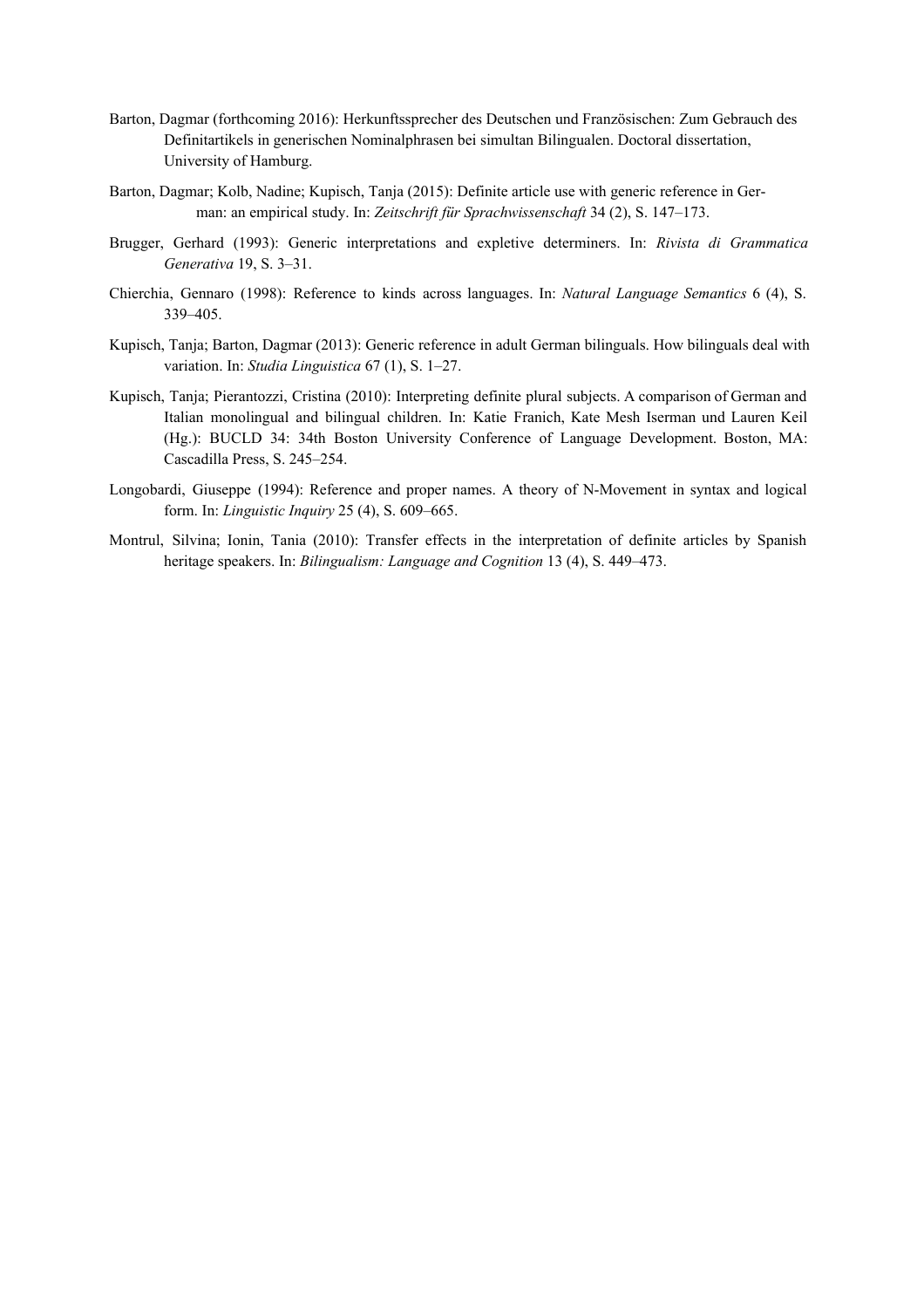Barton, Dagmar (forthcoming 2016): Herkunftssprecher des Deutschen und Französischen: Zum Gebrauch des Definitartikels in generischen Nominalphrasen bei simultan Bilingualen. Doctoral dissertation, University of Hamburg.

Barton, Dagmar; Kolb, Nadine; Kupisch, Tanja (2015): Definite article use with generic reference in German: an empirical study. In: *Zeitschrift für Sprachwissenschaft* 34 (2), S. 147–173.

Brugger, Gerhard (1993): Generic interpretations and expletive determiners. In: *Rivista di Grammatica Generativa* 19, S. 3–31.

Chierchia, Gennaro (1998): Reference to kinds across languages. In: *Natural Language Semantics* 6 (4), S. 339–405.

Kupisch, Tanja; Barton, Dagmar (2013): Generic reference in adult German bilinguals. How bilinguals deal with variation. In: *Studia Linguistica* 67 (1), S. 1–27.

Kupisch, Tanja; Pierantozzi, Cristina (2010): Interpreting definite plural subjects. A comparison of German and Italian monolingual and bilingual children. In: Katie Franich, Kate Mesh Iserman und Lauren Keil (Hg.): BUCLD 34: 34th Boston University Conference of Language Development. Boston, MA: Cascadilla Press, S. 245–254.

Longobardi, Giuseppe (1994): Reference and proper names. A theory of N-Movement in syntax and logical form. In: *Linguistic Inquiry* 25 (4), S. 609–665.

Montrul, Silvina; Ionin, Tania (2010): Transfer effects in the interpretation of definite articles by Spanish heritage speakers. In: *Bilingualism: Language and Cognition* 13 (4), S. 449–473.